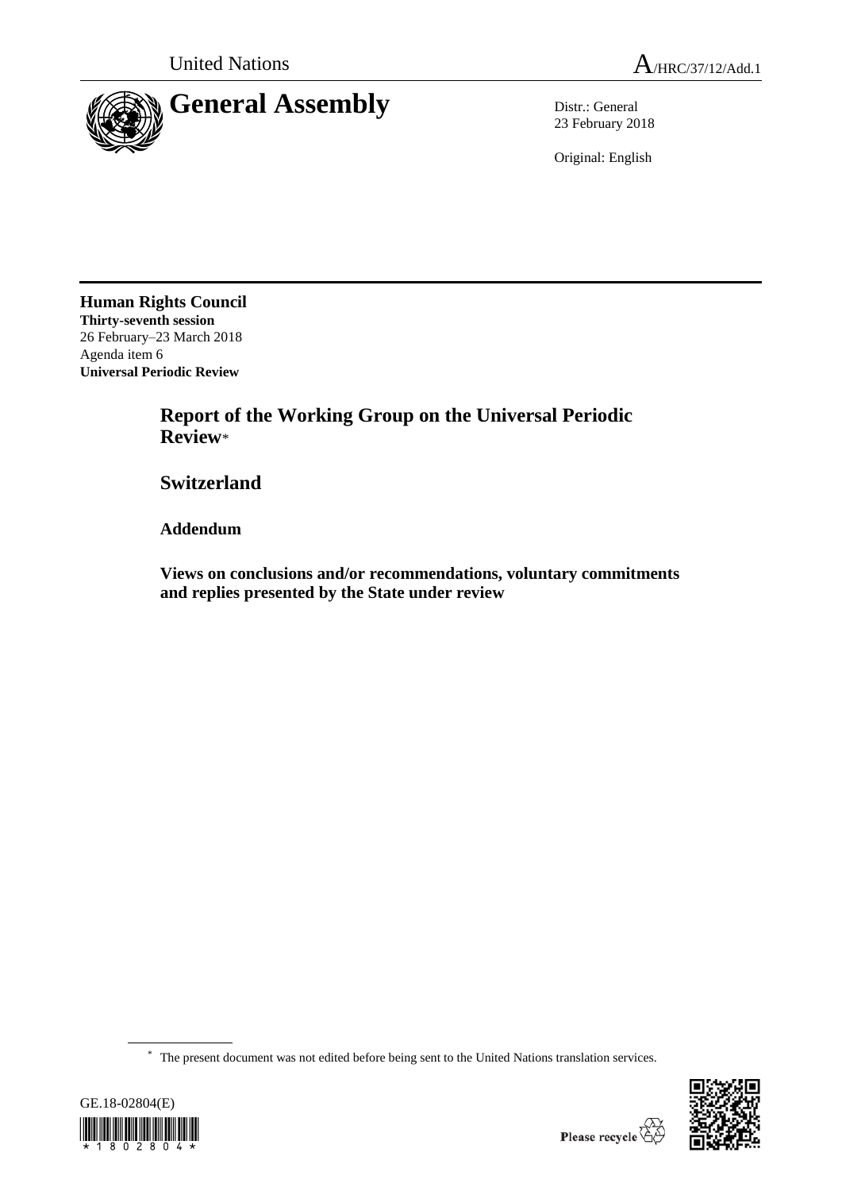United Nations

A/HRC/37/12/Add.1

# General Assembly

Distr.: General
23 February 2018

Original: English

**Human Rights Council**
**Thirty-seventh session**
26 February–23 March 2018
Agenda item 6
**Universal Periodic Review**

## Report of the Working Group on the Universal Periodic Review*

## Switzerland

### Addendum

### Views on conclusions and/or recommendations, voluntary commitments and replies presented by the State under review

\* The present document was not edited before being sent to the United Nations translation services.

GE.18-02804(E)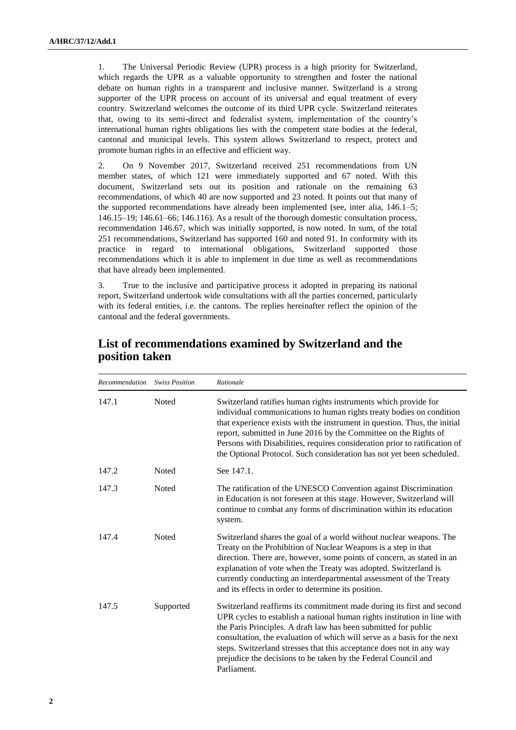1. The Universal Periodic Review (UPR) process is a high priority for Switzerland, which regards the UPR as a valuable opportunity to strengthen and foster the national debate on human rights in a transparent and inclusive manner. Switzerland is a strong supporter of the UPR process on account of its universal and equal treatment of every country. Switzerland welcomes the outcome of its third UPR cycle. Switzerland reiterates that, owing to its semi-direct and federalist system, implementation of the country's international human rights obligations lies with the competent state bodies at the federal, cantonal and municipal levels. This system allows Switzerland to respect, protect and promote human rights in an effective and efficient way.

2. On 9 November 2017, Switzerland received 251 recommendations from UN member states, of which 121 were immediately supported and 67 noted. With this document, Switzerland sets out its position and rationale on the remaining 63 recommendations, of which 40 are now supported and 23 noted. It points out that many of the supported recommendations have already been implemented (see, inter alia, 146.1–5; 146.15–19; 146.61–66; 146.116). As a result of the thorough domestic consultation process, recommendation 146.67, which was initially supported, is now noted. In sum, of the total 251 recommendations, Switzerland has supported 160 and noted 91. In conformity with its practice in regard to international obligations, Switzerland supported those recommendations which it is able to implement in due time as well as recommendations that have already been implemented.

3. True to the inclusive and participative process it adopted in preparing its national report, Switzerland undertook wide consultations with all the parties concerned, particularly with its federal entities, i.e. the cantons. The replies hereinafter reflect the opinion of the cantonal and the federal governments.

## List of recommendations examined by Switzerland and the position taken

| *Recommendation* | *Swiss Position* | *Rationale* |
|---|---|---|
| 147.1 | Noted | Switzerland ratifies human rights instruments which provide for individual communications to human rights treaty bodies on condition that experience exists with the instrument in question. Thus, the initial report, submitted in June 2016 by the Committee on the Rights of Persons with Disabilities, requires consideration prior to ratification of the Optional Protocol. Such consideration has not yet been scheduled. |
| 147.2 | Noted | See 147.1. |
| 147.3 | Noted | The ratification of the UNESCO Convention against Discrimination in Education is not foreseen at this stage. However, Switzerland will continue to combat any forms of discrimination within its education system. |
| 147.4 | Noted | Switzerland shares the goal of a world without nuclear weapons. The Treaty on the Prohibition of Nuclear Weapons is a step in that direction. There are, however, some points of concern, as stated in an explanation of vote when the Treaty was adopted. Switzerland is currently conducting an interdepartmental assessment of the Treaty and its effects in order to determine its position. |
| 147.5 | Supported | Switzerland reaffirms its commitment made during its first and second UPR cycles to establish a national human rights institution in line with the Paris Principles. A draft law has been submitted for public consultation, the evaluation of which will serve as a basis for the next steps. Switzerland stresses that this acceptance does not in any way prejudice the decisions to be taken by the Federal Council and Parliament. |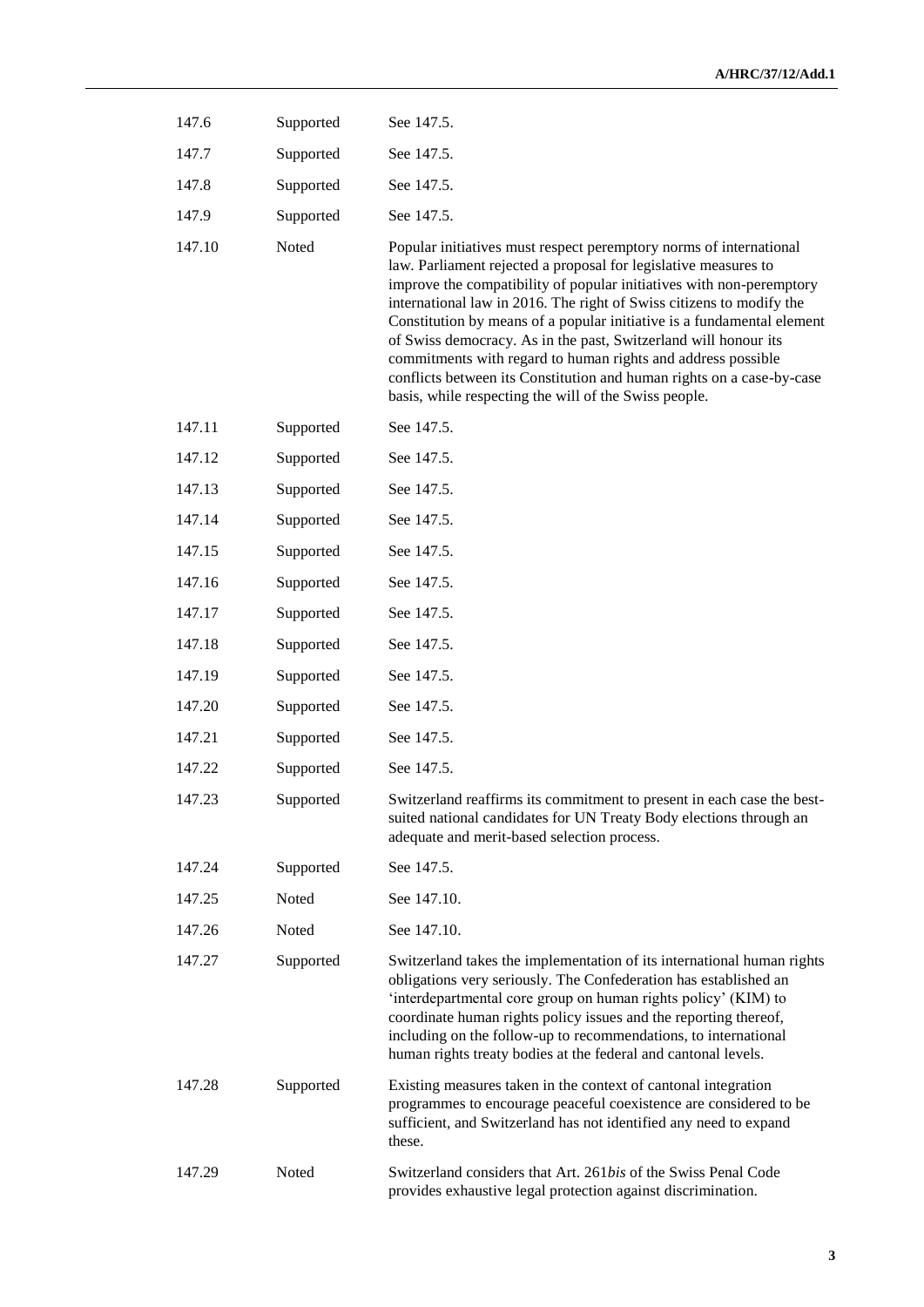| | | |
|---|---|---|
| 147.6 | Supported | See 147.5. |
| 147.7 | Supported | See 147.5. |
| 147.8 | Supported | See 147.5. |
| 147.9 | Supported | See 147.5. |
| 147.10 | Noted | Popular initiatives must respect peremptory norms of international law. Parliament rejected a proposal for legislative measures to improve the compatibility of popular initiatives with non-peremptory international law in 2016. The right of Swiss citizens to modify the Constitution by means of a popular initiative is a fundamental element of Swiss democracy. As in the past, Switzerland will honour its commitments with regard to human rights and address possible conflicts between its Constitution and human rights on a case-by-case basis, while respecting the will of the Swiss people. |
| 147.11 | Supported | See 147.5. |
| 147.12 | Supported | See 147.5. |
| 147.13 | Supported | See 147.5. |
| 147.14 | Supported | See 147.5. |
| 147.15 | Supported | See 147.5. |
| 147.16 | Supported | See 147.5. |
| 147.17 | Supported | See 147.5. |
| 147.18 | Supported | See 147.5. |
| 147.19 | Supported | See 147.5. |
| 147.20 | Supported | See 147.5. |
| 147.21 | Supported | See 147.5. |
| 147.22 | Supported | See 147.5. |
| 147.23 | Supported | Switzerland reaffirms its commitment to present in each case the best-suited national candidates for UN Treaty Body elections through an adequate and merit-based selection process. |
| 147.24 | Supported | See 147.5. |
| 147.25 | Noted | See 147.10. |
| 147.26 | Noted | See 147.10. |
| 147.27 | Supported | Switzerland takes the implementation of its international human rights obligations very seriously. The Confederation has established an 'interdepartmental core group on human rights policy' (KIM) to coordinate human rights policy issues and the reporting thereof, including on the follow-up to recommendations, to international human rights treaty bodies at the federal and cantonal levels. |
| 147.28 | Supported | Existing measures taken in the context of cantonal integration programmes to encourage peaceful coexistence are considered to be sufficient, and Switzerland has not identified any need to expand these. |
| 147.29 | Noted | Switzerland considers that Art. 261*bis* of the Swiss Penal Code provides exhaustive legal protection against discrimination. |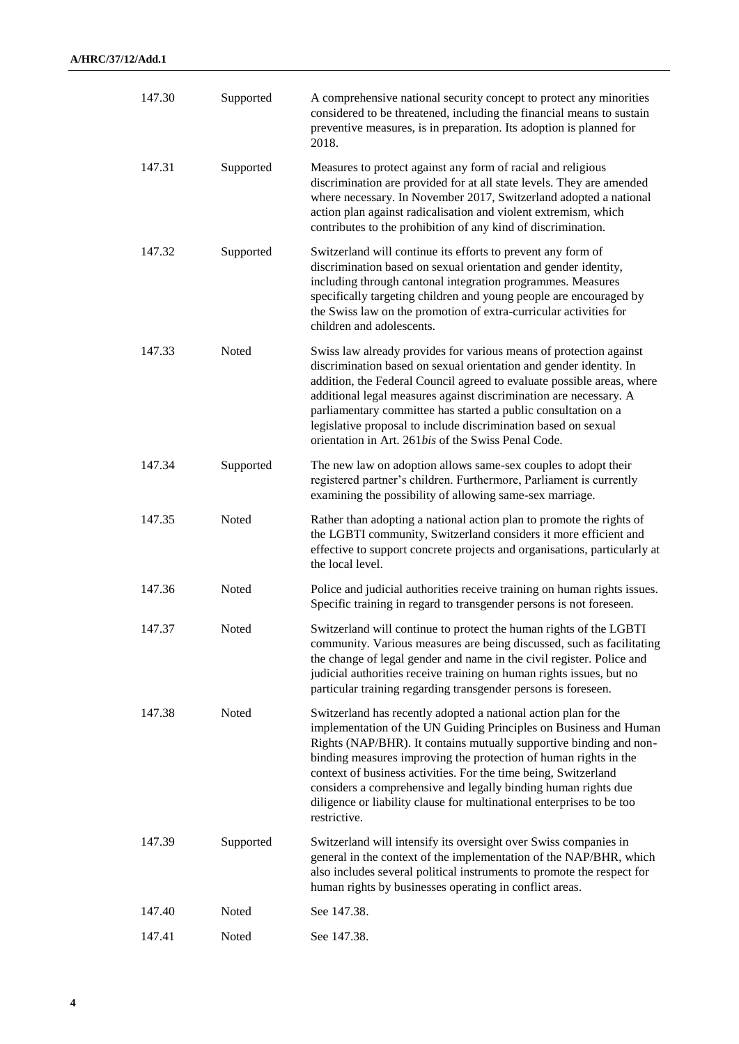| | | |
|---|---|---|
| 147.30 | Supported | A comprehensive national security concept to protect any minorities considered to be threatened, including the financial means to sustain preventive measures, is in preparation. Its adoption is planned for 2018. |
| 147.31 | Supported | Measures to protect against any form of racial and religious discrimination are provided for at all state levels. They are amended where necessary. In November 2017, Switzerland adopted a national action plan against radicalisation and violent extremism, which contributes to the prohibition of any kind of discrimination. |
| 147.32 | Supported | Switzerland will continue its efforts to prevent any form of discrimination based on sexual orientation and gender identity, including through cantonal integration programmes. Measures specifically targeting children and young people are encouraged by the Swiss law on the promotion of extra-curricular activities for children and adolescents. |
| 147.33 | Noted | Swiss law already provides for various means of protection against discrimination based on sexual orientation and gender identity. In addition, the Federal Council agreed to evaluate possible areas, where additional legal measures against discrimination are necessary. A parliamentary committee has started a public consultation on a legislative proposal to include discrimination based on sexual orientation in Art. 261*bis* of the Swiss Penal Code. |
| 147.34 | Supported | The new law on adoption allows same-sex couples to adopt their registered partner's children. Furthermore, Parliament is currently examining the possibility of allowing same-sex marriage. |
| 147.35 | Noted | Rather than adopting a national action plan to promote the rights of the LGBTI community, Switzerland considers it more efficient and effective to support concrete projects and organisations, particularly at the local level. |
| 147.36 | Noted | Police and judicial authorities receive training on human rights issues. Specific training in regard to transgender persons is not foreseen. |
| 147.37 | Noted | Switzerland will continue to protect the human rights of the LGBTI community. Various measures are being discussed, such as facilitating the change of legal gender and name in the civil register. Police and judicial authorities receive training on human rights issues, but no particular training regarding transgender persons is foreseen. |
| 147.38 | Noted | Switzerland has recently adopted a national action plan for the implementation of the UN Guiding Principles on Business and Human Rights (NAP/BHR). It contains mutually supportive binding and non-binding measures improving the protection of human rights in the context of business activities. For the time being, Switzerland considers a comprehensive and legally binding human rights due diligence or liability clause for multinational enterprises to be too restrictive. |
| 147.39 | Supported | Switzerland will intensify its oversight over Swiss companies in general in the context of the implementation of the NAP/BHR, which also includes several political instruments to promote the respect for human rights by businesses operating in conflict areas. |
| 147.40 | Noted | See 147.38. |
| 147.41 | Noted | See 147.38. |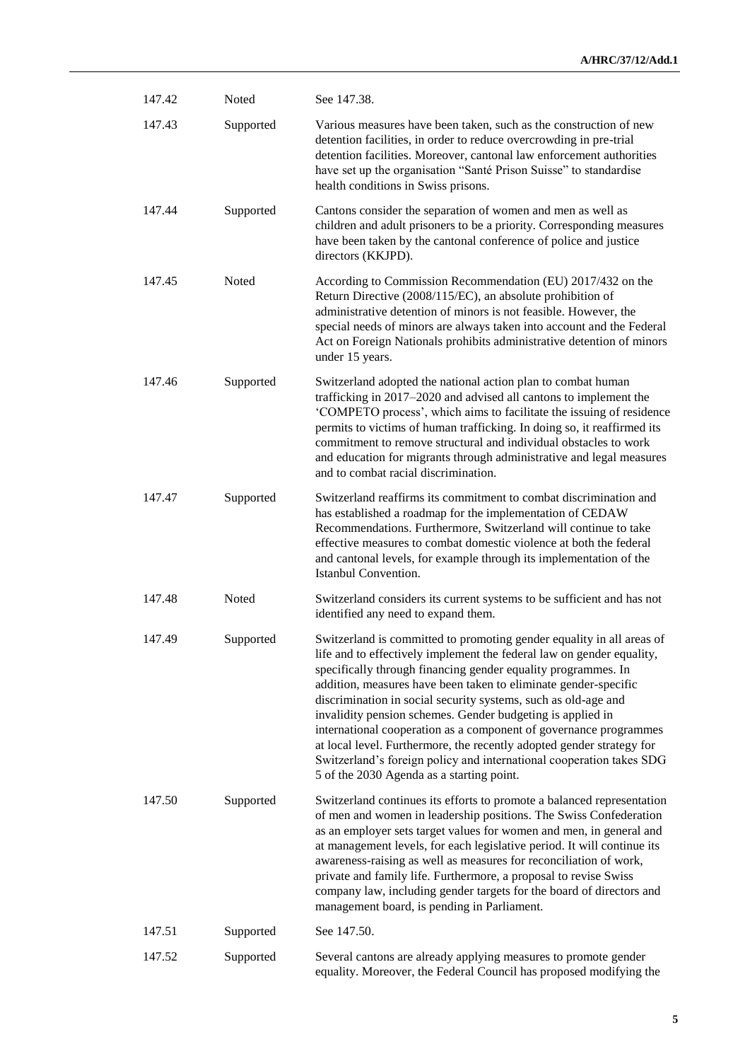| | | |
|---|---|---|
| 147.42 | Noted | See 147.38. |
| 147.43 | Supported | Various measures have been taken, such as the construction of new detention facilities, in order to reduce overcrowding in pre-trial detention facilities. Moreover, cantonal law enforcement authorities have set up the organisation "Santé Prison Suisse" to standardise health conditions in Swiss prisons. |
| 147.44 | Supported | Cantons consider the separation of women and men as well as children and adult prisoners to be a priority. Corresponding measures have been taken by the cantonal conference of police and justice directors (KKJPD). |
| 147.45 | Noted | According to Commission Recommendation (EU) 2017/432 on the Return Directive (2008/115/EC), an absolute prohibition of administrative detention of minors is not feasible. However, the special needs of minors are always taken into account and the Federal Act on Foreign Nationals prohibits administrative detention of minors under 15 years. |
| 147.46 | Supported | Switzerland adopted the national action plan to combat human trafficking in 2017–2020 and advised all cantons to implement the 'COMPETO process', which aims to facilitate the issuing of residence permits to victims of human trafficking. In doing so, it reaffirmed its commitment to remove structural and individual obstacles to work and education for migrants through administrative and legal measures and to combat racial discrimination. |
| 147.47 | Supported | Switzerland reaffirms its commitment to combat discrimination and has established a roadmap for the implementation of CEDAW Recommendations. Furthermore, Switzerland will continue to take effective measures to combat domestic violence at both the federal and cantonal levels, for example through its implementation of the Istanbul Convention. |
| 147.48 | Noted | Switzerland considers its current systems to be sufficient and has not identified any need to expand them. |
| 147.49 | Supported | Switzerland is committed to promoting gender equality in all areas of life and to effectively implement the federal law on gender equality, specifically through financing gender equality programmes. In addition, measures have been taken to eliminate gender-specific discrimination in social security systems, such as old-age and invalidity pension schemes. Gender budgeting is applied in international cooperation as a component of governance programmes at local level. Furthermore, the recently adopted gender strategy for Switzerland's foreign policy and international cooperation takes SDG 5 of the 2030 Agenda as a starting point. |
| 147.50 | Supported | Switzerland continues its efforts to promote a balanced representation of men and women in leadership positions. The Swiss Confederation as an employer sets target values for women and men, in general and at management levels, for each legislative period. It will continue its awareness-raising as well as measures for reconciliation of work, private and family life. Furthermore, a proposal to revise Swiss company law, including gender targets for the board of directors and management board, is pending in Parliament. |
| 147.51 | Supported | See 147.50. |
| 147.52 | Supported | Several cantons are already applying measures to promote gender equality. Moreover, the Federal Council has proposed modifying the |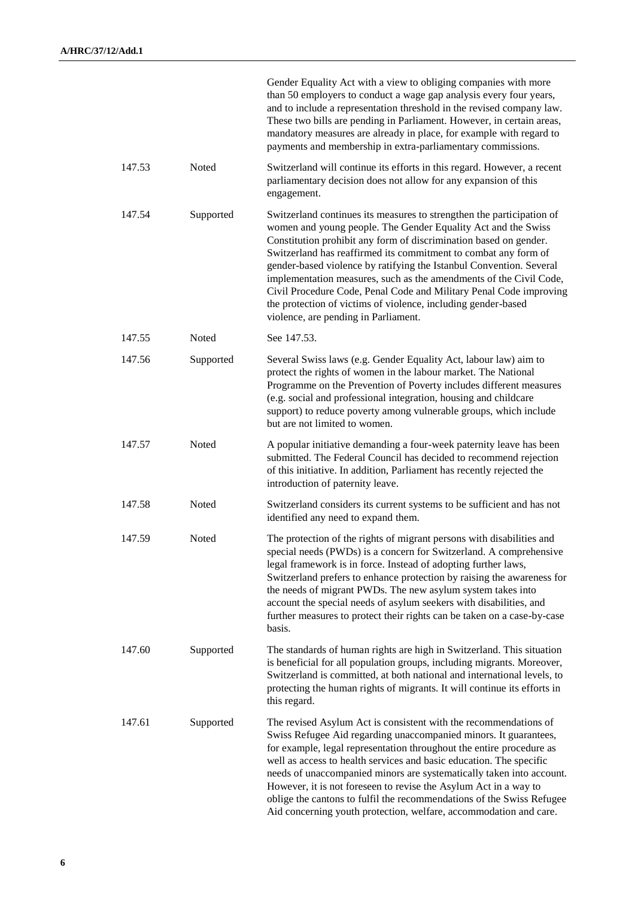| | | |
|---|---|---|
| | | Gender Equality Act with a view to obliging companies with more than 50 employers to conduct a wage gap analysis every four years, and to include a representation threshold in the revised company law. These two bills are pending in Parliament. However, in certain areas, mandatory measures are already in place, for example with regard to payments and membership in extra-parliamentary commissions. |
| 147.53 | Noted | Switzerland will continue its efforts in this regard. However, a recent parliamentary decision does not allow for any expansion of this engagement. |
| 147.54 | Supported | Switzerland continues its measures to strengthen the participation of women and young people. The Gender Equality Act and the Swiss Constitution prohibit any form of discrimination based on gender. Switzerland has reaffirmed its commitment to combat any form of gender-based violence by ratifying the Istanbul Convention. Several implementation measures, such as the amendments of the Civil Code, Civil Procedure Code, Penal Code and Military Penal Code improving the protection of victims of violence, including gender-based violence, are pending in Parliament. |
| 147.55 | Noted | See 147.53. |
| 147.56 | Supported | Several Swiss laws (e.g. Gender Equality Act, labour law) aim to protect the rights of women in the labour market. The National Programme on the Prevention of Poverty includes different measures (e.g. social and professional integration, housing and childcare support) to reduce poverty among vulnerable groups, which include but are not limited to women. |
| 147.57 | Noted | A popular initiative demanding a four-week paternity leave has been submitted. The Federal Council has decided to recommend rejection of this initiative. In addition, Parliament has recently rejected the introduction of paternity leave. |
| 147.58 | Noted | Switzerland considers its current systems to be sufficient and has not identified any need to expand them. |
| 147.59 | Noted | The protection of the rights of migrant persons with disabilities and special needs (PWDs) is a concern for Switzerland. A comprehensive legal framework is in force. Instead of adopting further laws, Switzerland prefers to enhance protection by raising the awareness for the needs of migrant PWDs. The new asylum system takes into account the special needs of asylum seekers with disabilities, and further measures to protect their rights can be taken on a case-by-case basis. |
| 147.60 | Supported | The standards of human rights are high in Switzerland. This situation is beneficial for all population groups, including migrants. Moreover, Switzerland is committed, at both national and international levels, to protecting the human rights of migrants. It will continue its efforts in this regard. |
| 147.61 | Supported | The revised Asylum Act is consistent with the recommendations of Swiss Refugee Aid regarding unaccompanied minors. It guarantees, for example, legal representation throughout the entire procedure as well as access to health services and basic education. The specific needs of unaccompanied minors are systematically taken into account. However, it is not foreseen to revise the Asylum Act in a way to oblige the cantons to fulfil the recommendations of the Swiss Refugee Aid concerning youth protection, welfare, accommodation and care. |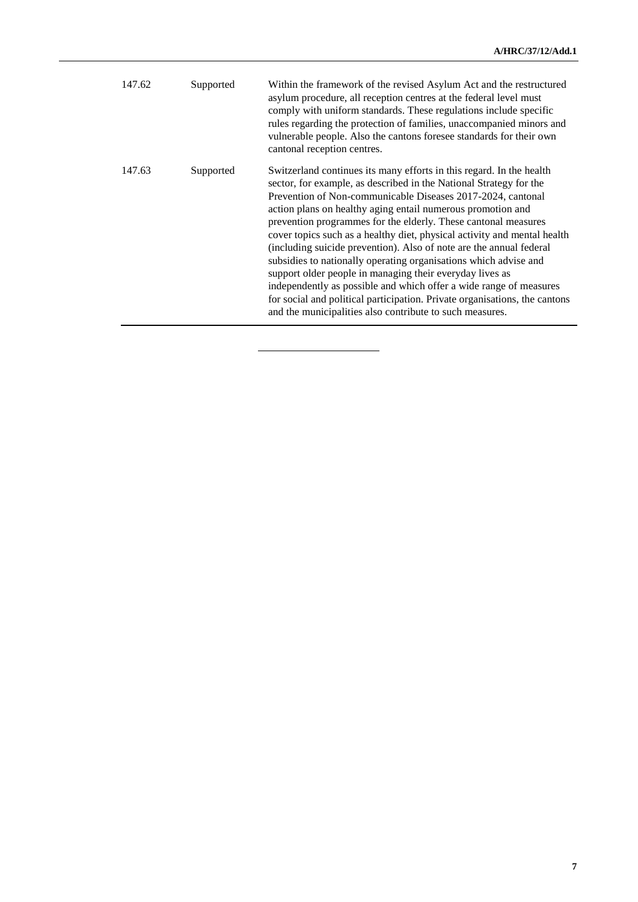| | | |
|---|---|---|
| 147.62 | Supported | Within the framework of the revised Asylum Act and the restructured asylum procedure, all reception centres at the federal level must comply with uniform standards. These regulations include specific rules regarding the protection of families, unaccompanied minors and vulnerable people. Also the cantons foresee standards for their own cantonal reception centres. |
| 147.63 | Supported | Switzerland continues its many efforts in this regard. In the health sector, for example, as described in the National Strategy for the Prevention of Non-communicable Diseases 2017-2024, cantonal action plans on healthy aging entail numerous promotion and prevention programmes for the elderly. These cantonal measures cover topics such as a healthy diet, physical activity and mental health (including suicide prevention). Also of note are the annual federal subsidies to nationally operating organisations which advise and support older people in managing their everyday lives as independently as possible and which offer a wide range of measures for social and political participation. Private organisations, the cantons and the municipalities also contribute to such measures. |